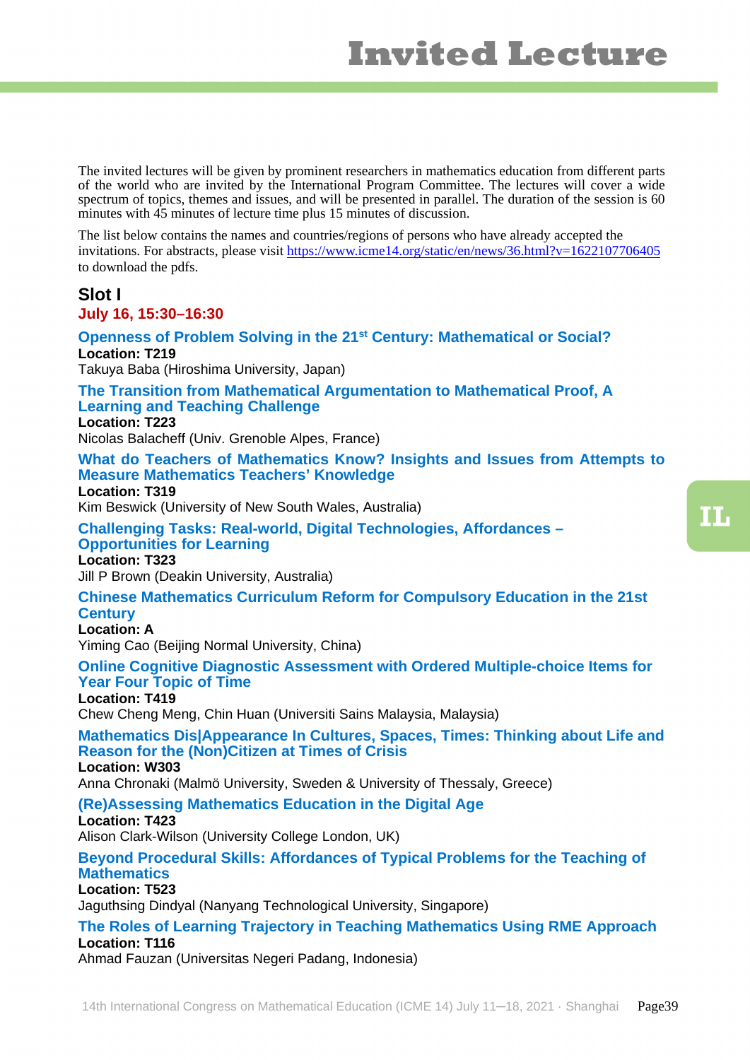# Invited Lecture

The invited lectures will be given by prominent researchers in mathematics education from different parts of the world who are invited by the International Program Committee. The lectures will cover a wide spectrum of topics, themes and issues, and will be presented in parallel. The duration of the session is 60 minutes with 45 minutes of lecture time plus 15 minutes of discussion.

The list below contains the names and countries/regions of persons who have already accepted the invitations. For abstracts, please visit https://www.icme14.org/static/en/news/36.html?v=1622107706405 to download the pdfs.

## Slot I

**July 16, 15:30–16:30**

### Openness of Problem Solving in the 21st Century: Mathematical or Social?

**Location: T219**

Takuya Baba (Hiroshima University, Japan)

### The Transition from Mathematical Argumentation to Mathematical Proof, A Learning and Teaching Challenge

**Location: T223**

Nicolas Balacheff (Univ. Grenoble Alpes, France)

### What do Teachers of Mathematics Know? Insights and Issues from Attempts to Measure Mathematics Teachers' Knowledge

**Location: T319**

Kim Beswick (University of New South Wales, Australia)

### Challenging Tasks: Real-world, Digital Technologies, Affordances – Opportunities for Learning

**Location: T323**

Jill P Brown (Deakin University, Australia)

### Chinese Mathematics Curriculum Reform for Compulsory Education in the 21st Century

**Location: A**

Yiming Cao (Beijing Normal University, China)

### Online Cognitive Diagnostic Assessment with Ordered Multiple-choice Items for Year Four Topic of Time

**Location: T419**

Chew Cheng Meng, Chin Huan (Universiti Sains Malaysia, Malaysia)

### Mathematics Dis|Appearance In Cultures, Spaces, Times: Thinking about Life and Reason for the (Non)Citizen at Times of Crisis

**Location: W303**

Anna Chronaki (Malmö University, Sweden & University of Thessaly, Greece)

### (Re)Assessing Mathematics Education in the Digital Age

**Location: T423**

Alison Clark-Wilson (University College London, UK)

### Beyond Procedural Skills: Affordances of Typical Problems for the Teaching of Mathematics

**Location: T523**

Jaguthsing Dindyal (Nanyang Technological University, Singapore)

### The Roles of Learning Trajectory in Teaching Mathematics Using RME Approach

**Location: T116**

Ahmad Fauzan (Universitas Negeri Padang, Indonesia)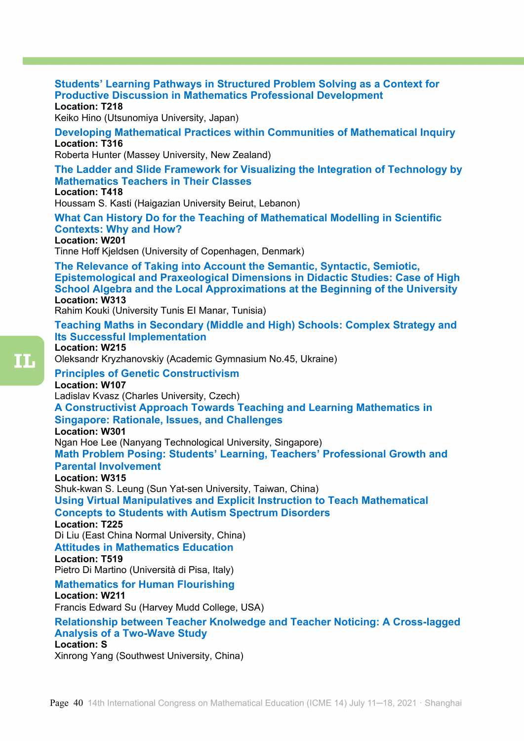### Students' Learning Pathways in Structured Problem Solving as a Context for Productive Discussion in Mathematics Professional Development

**Location: T218**

Keiko Hino (Utsunomiya University, Japan)

### Developing Mathematical Practices within Communities of Mathematical Inquiry

**Location: T316**

Roberta Hunter (Massey University, New Zealand)

### The Ladder and Slide Framework for Visualizing the Integration of Technology by Mathematics Teachers in Their Classes

**Location: T418**

Houssam S. Kasti (Haigazian University Beirut, Lebanon)

### What Can History Do for the Teaching of Mathematical Modelling in Scientific Contexts: Why and How?

**Location: W201**

Tinne Hoff Kjeldsen (University of Copenhagen, Denmark)

### The Relevance of Taking into Account the Semantic, Syntactic, Semiotic, Epistemological and Praxeological Dimensions in Didactic Studies: Case of High School Algebra and the Local Approximations at the Beginning of the University

**Location: W313**

Rahim Kouki (University Tunis El Manar, Tunisia)

### Teaching Maths in Secondary (Middle and High) Schools: Complex Strategy and Its Successful Implementation

**Location: W215**

Oleksandr Kryzhanovskiy (Academic Gymnasium No.45, Ukraine)

### Principles of Genetic Constructivism

**Location: W107**

Ladislav Kvasz (Charles University, Czech)

### A Constructivist Approach Towards Teaching and Learning Mathematics in Singapore: Rationale, Issues, and Challenges

**Location: W301**

Ngan Hoe Lee (Nanyang Technological University, Singapore)

### Math Problem Posing: Students' Learning, Teachers' Professional Growth and Parental Involvement

**Location: W315**

Shuk-kwan S. Leung (Sun Yat-sen University, Taiwan, China)

### Using Virtual Manipulatives and Explicit Instruction to Teach Mathematical Concepts to Students with Autism Spectrum Disorders

**Location: T225**

Di Liu (East China Normal University, China)

### Attitudes in Mathematics Education

**Location: T519**

Pietro Di Martino (Università di Pisa, Italy)

### Mathematics for Human Flourishing

**Location: W211**

Francis Edward Su (Harvey Mudd College, USA)

### Relationship between Teacher Knolwedge and Teacher Noticing: A Cross-lagged Analysis of a Two-Wave Study

**Location: S**

Xinrong Yang (Southwest University, China)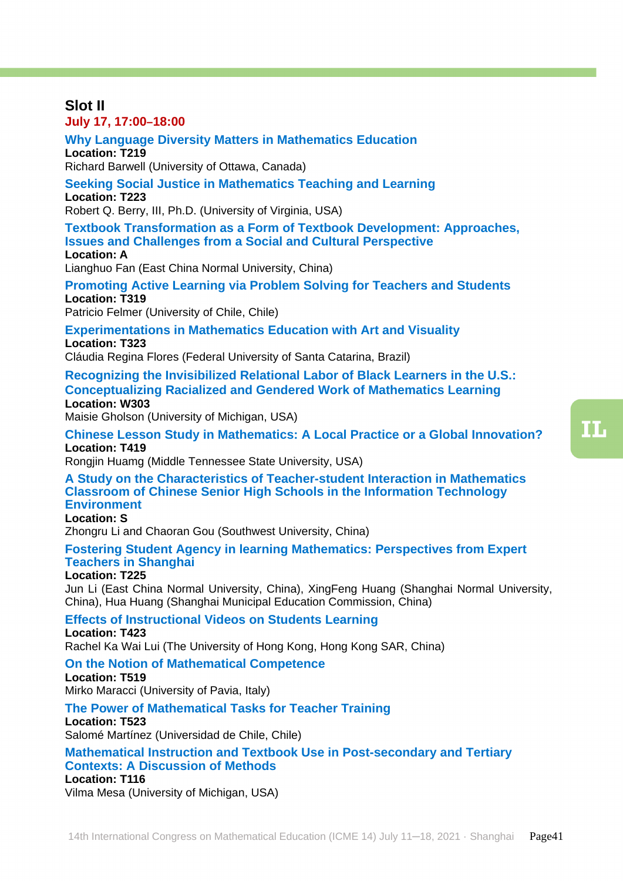## Slot II

**July 17, 17:00–18:00**

### Why Language Diversity Matters in Mathematics Education

**Location: T219**

Richard Barwell (University of Ottawa, Canada)

### Seeking Social Justice in Mathematics Teaching and Learning

**Location: T223**

Robert Q. Berry, III, Ph.D. (University of Virginia, USA)

### Textbook Transformation as a Form of Textbook Development: Approaches, Issues and Challenges from a Social and Cultural Perspective

**Location: A**

Lianghuo Fan (East China Normal University, China)

### Promoting Active Learning via Problem Solving for Teachers and Students

**Location: T319**

Patricio Felmer (University of Chile, Chile)

### Experimentations in Mathematics Education with Art and Visuality

**Location: T323**

Cláudia Regina Flores (Federal University of Santa Catarina, Brazil)

### Recognizing the Invisibilized Relational Labor of Black Learners in the U.S.: Conceptualizing Racialized and Gendered Work of Mathematics Learning

**Location: W303**

Maisie Gholson (University of Michigan, USA)

### Chinese Lesson Study in Mathematics: A Local Practice or a Global Innovation?

**Location: T419**

Rongjin Huamg (Middle Tennessee State University, USA)

### A Study on the Characteristics of Teacher-student Interaction in Mathematics Classroom of Chinese Senior High Schools in the Information Technology Environment

**Location: S**

Zhongru Li and Chaoran Gou (Southwest University, China)

### Fostering Student Agency in learning Mathematics: Perspectives from Expert Teachers in Shanghai

**Location: T225**

Jun Li (East China Normal University, China), XingFeng Huang (Shanghai Normal University, China), Hua Huang (Shanghai Municipal Education Commission, China)

### Effects of Instructional Videos on Students Learning

**Location: T423**

Rachel Ka Wai Lui (The University of Hong Kong, Hong Kong SAR, China)

### On the Notion of Mathematical Competence

**Location: T519**

Mirko Maracci (University of Pavia, Italy)

### The Power of Mathematical Tasks for Teacher Training

**Location: T523**

Salomé Martínez (Universidad de Chile, Chile)

### Mathematical Instruction and Textbook Use in Post-secondary and Tertiary Contexts: A Discussion of Methods

**Location: T116**

Vilma Mesa (University of Michigan, USA)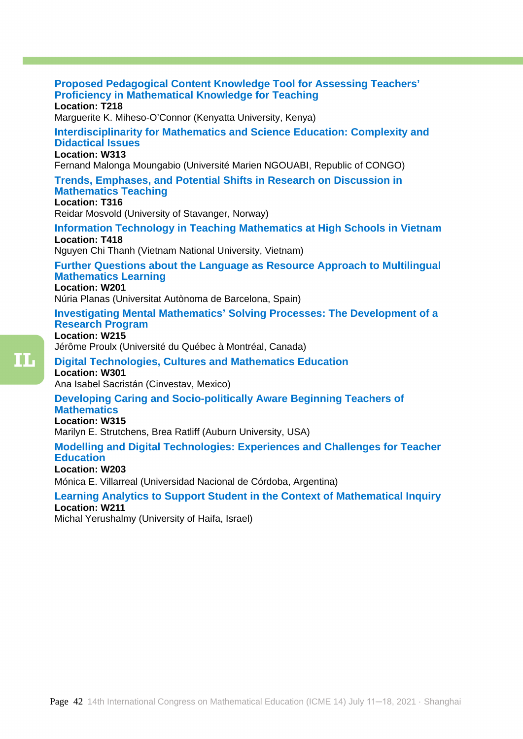### Proposed Pedagogical Content Knowledge Tool for Assessing Teachers' Proficiency in Mathematical Knowledge for Teaching

**Location: T218**

Marguerite K. Miheso-O'Connor (Kenyatta University, Kenya)

### Interdisciplinarity for Mathematics and Science Education: Complexity and Didactical Issues

**Location: W313**

Fernand Malonga Moungabio (Université Marien NGOUABI, Republic of CONGO)

### Trends, Emphases, and Potential Shifts in Research on Discussion in Mathematics Teaching

**Location: T316**

Reidar Mosvold (University of Stavanger, Norway)

### Information Technology in Teaching Mathematics at High Schools in Vietnam

**Location: T418**

Nguyen Chi Thanh (Vietnam National University, Vietnam)

### Further Questions about the Language as Resource Approach to Multilingual Mathematics Learning

**Location: W201**

Núria Planas (Universitat Autònoma de Barcelona, Spain)

### Investigating Mental Mathematics' Solving Processes: The Development of a Research Program

**Location: W215**

Jérôme Proulx (Université du Québec à Montréal, Canada)

### Digital Technologies, Cultures and Mathematics Education

**Location: W301**

Ana Isabel Sacristán (Cinvestav, Mexico)

### Developing Caring and Socio-politically Aware Beginning Teachers of Mathematics

**Location: W315**

Marilyn E. Strutchens, Brea Ratliff (Auburn University, USA)

### Modelling and Digital Technologies: Experiences and Challenges for Teacher Education

**Location: W203**

Mónica E. Villarreal (Universidad Nacional de Córdoba, Argentina)

### Learning Analytics to Support Student in the Context of Mathematical Inquiry

**Location: W211**

Michal Yerushalmy (University of Haifa, Israel)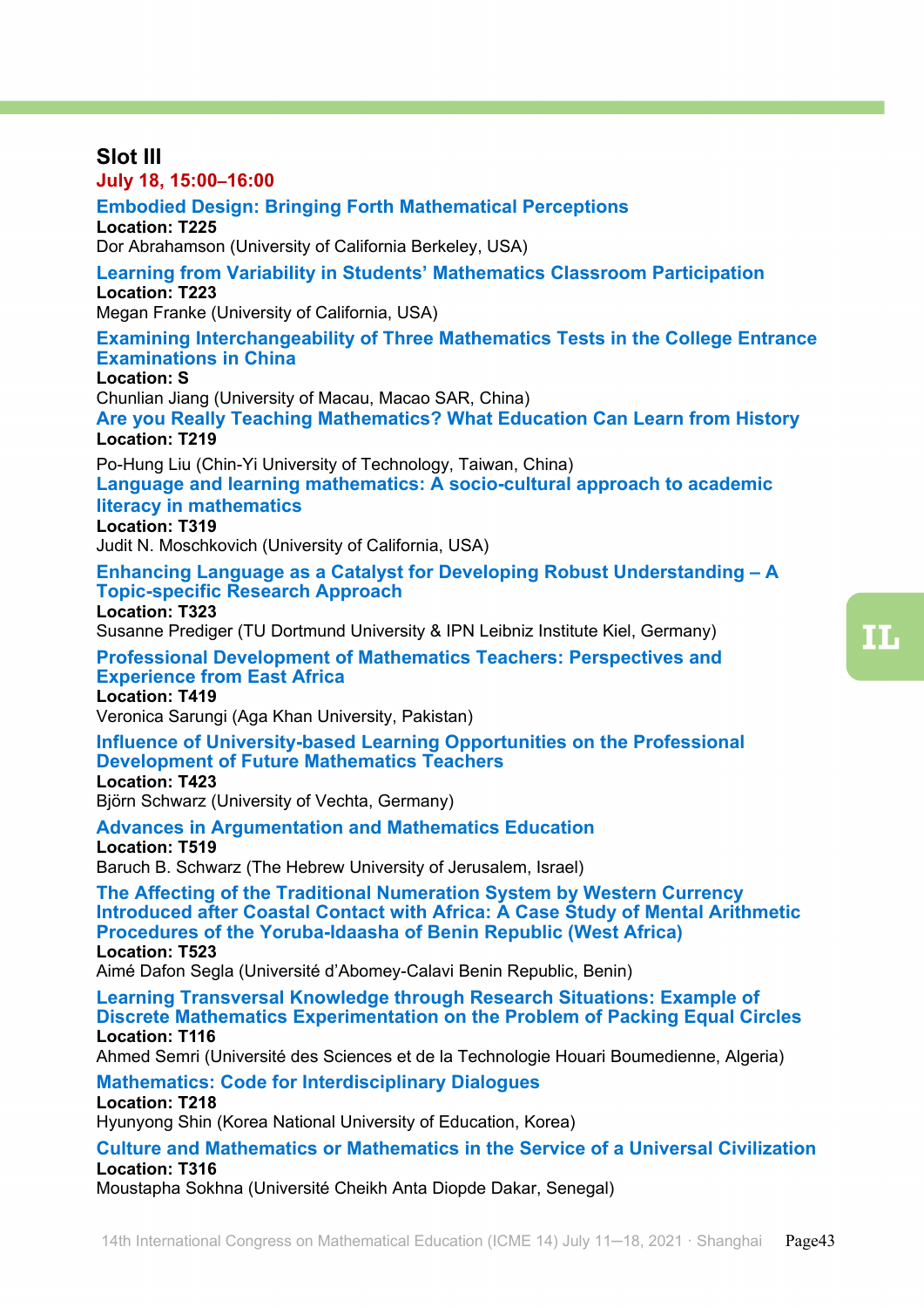## Slot III

**July 18, 15:00–16:00**

### Embodied Design: Bringing Forth Mathematical Perceptions

**Location: T225**
Dor Abrahamson (University of California Berkeley, USA)

### Learning from Variability in Students' Mathematics Classroom Participation

**Location: T223**
Megan Franke (University of California, USA)

### Examining Interchangeability of Three Mathematics Tests in the College Entrance Examinations in China

**Location: S**
Chunlian Jiang (University of Macau, Macao SAR, China)

### Are you Really Teaching Mathematics? What Education Can Learn from History

**Location: T219**
Po-Hung Liu (Chin-Yi University of Technology, Taiwan, China)

### Language and learning mathematics: A socio-cultural approach to academic literacy in mathematics

**Location: T319**
Judit N. Moschkovich (University of California, USA)

### Enhancing Language as a Catalyst for Developing Robust Understanding – A Topic-specific Research Approach

**Location: T323**
Susanne Prediger (TU Dortmund University & IPN Leibniz Institute Kiel, Germany)

### Professional Development of Mathematics Teachers: Perspectives and Experience from East Africa

**Location: T419**
Veronica Sarungi (Aga Khan University, Pakistan)

### Influence of University-based Learning Opportunities on the Professional Development of Future Mathematics Teachers

**Location: T423**
Björn Schwarz (University of Vechta, Germany)

### Advances in Argumentation and Mathematics Education

**Location: T519**
Baruch B. Schwarz (The Hebrew University of Jerusalem, Israel)

### The Affecting of the Traditional Numeration System by Western Currency Introduced after Coastal Contact with Africa: A Case Study of Mental Arithmetic Procedures of the Yoruba-Idaasha of Benin Republic (West Africa)

**Location: T523**
Aimé Dafon Segla (Université d'Abomey-Calavi Benin Republic, Benin)

### Learning Transversal Knowledge through Research Situations: Example of Discrete Mathematics Experimentation on the Problem of Packing Equal Circles

**Location: T116**
Ahmed Semri (Université des Sciences et de la Technologie Houari Boumedienne, Algeria)

### Mathematics: Code for Interdisciplinary Dialogues

**Location: T218**
Hyunyong Shin (Korea National University of Education, Korea)

### Culture and Mathematics or Mathematics in the Service of a Universal Civilization

**Location: T316**
Moustapha Sokhna (Université Cheikh Anta Diopde Dakar, Senegal)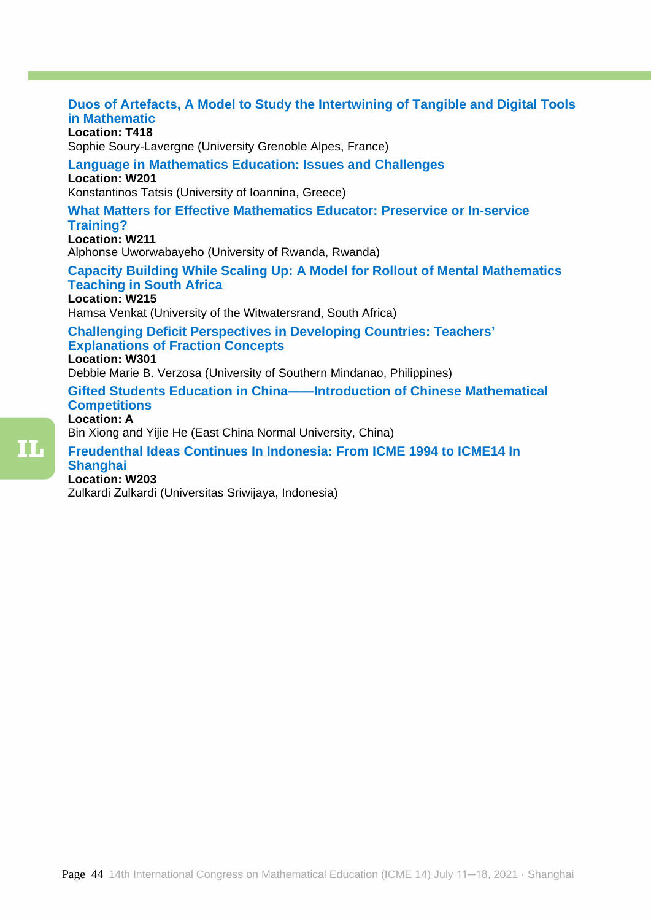### Duos of Artefacts, A Model to Study the Intertwining of Tangible and Digital Tools in Mathematic

**Location: T418**

Sophie Soury-Lavergne (University Grenoble Alpes, France)

### Language in Mathematics Education: Issues and Challenges

**Location: W201**

Konstantinos Tatsis (University of Ioannina, Greece)

### What Matters for Effective Mathematics Educator: Preservice or In-service Training?

**Location: W211**

Alphonse Uworwabayeho (University of Rwanda, Rwanda)

### Capacity Building While Scaling Up: A Model for Rollout of Mental Mathematics Teaching in South Africa

**Location: W215**

Hamsa Venkat (University of the Witwatersrand, South Africa)

### Challenging Deficit Perspectives in Developing Countries: Teachers' Explanations of Fraction Concepts

**Location: W301**

Debbie Marie B. Verzosa (University of Southern Mindanao, Philippines)

### Gifted Students Education in China——Introduction of Chinese Mathematical Competitions

**Location: A**

Bin Xiong and Yijie He (East China Normal University, China)

### Freudenthal Ideas Continues In Indonesia: From ICME 1994 to ICME14 In Shanghai

**Location: W203**

Zulkardi Zulkardi (Universitas Sriwijaya, Indonesia)